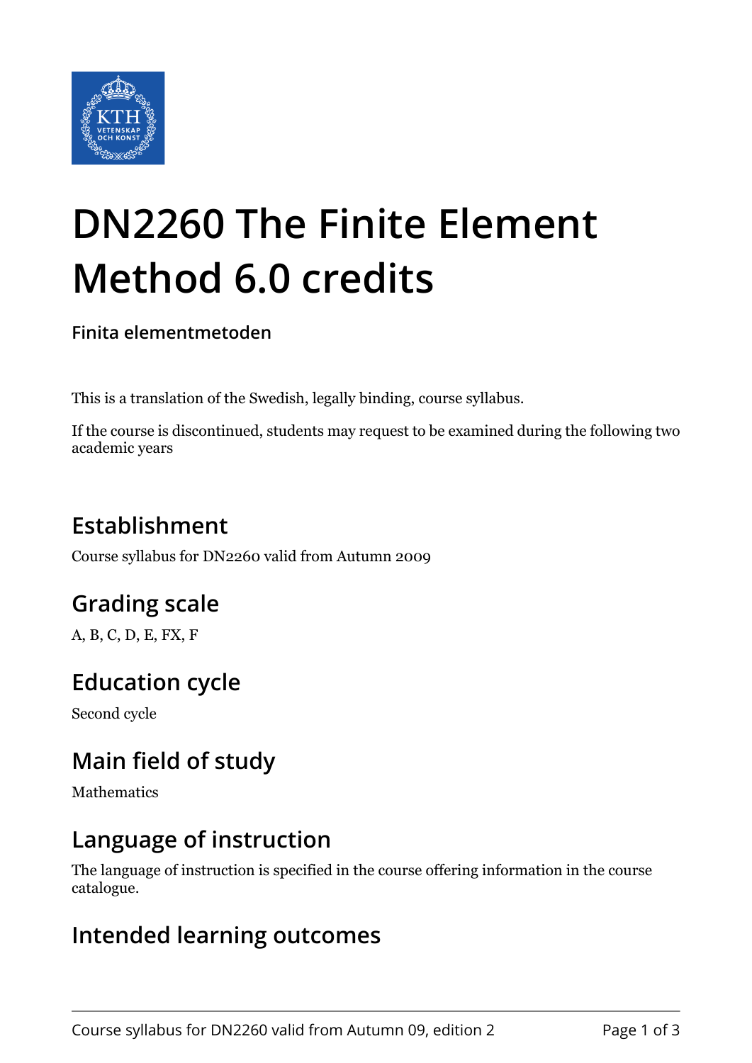# DN2260 The Finite Element Method 6.0 credits

**Finita elementmetoden**

This is a translation of the Swedish, legally binding, course syllabus.

If the course is discontinued, students may request to be examined during the following two academic years

## Establishment

Course syllabus for DN2260 valid from Autumn 2009

## Grading scale

A, B, C, D, E, FX, F

## Education cycle

Second cycle

## Main field of study

Mathematics

## Language of instruction

The language of instruction is specified in the course offering information in the course catalogue.

## Intended learning outcomes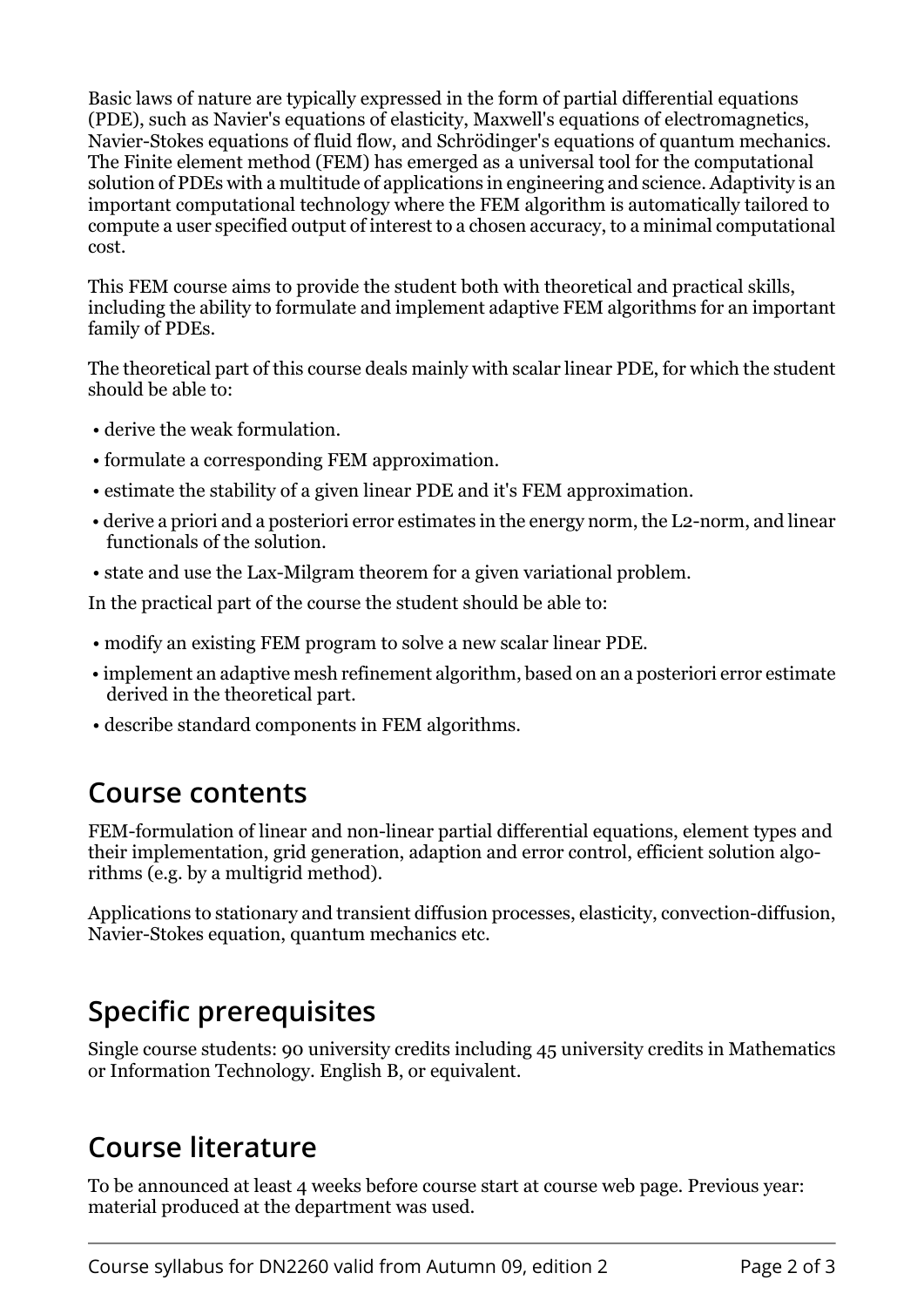Basic laws of nature are typically expressed in the form of partial differential equations (PDE), such as Navier's equations of elasticity, Maxwell's equations of electromagnetics, Navier-Stokes equations of fluid flow, and Schrödinger's equations of quantum mechanics. The Finite element method (FEM) has emerged as a universal tool for the computational solution of PDEs with a multitude of applications in engineering and science. Adaptivity is an important computational technology where the FEM algorithm is automatically tailored to compute a user specified output of interest to a chosen accuracy, to a minimal computational cost.

This FEM course aims to provide the student both with theoretical and practical skills, including the ability to formulate and implement adaptive FEM algorithms for an important family of PDEs.

The theoretical part of this course deals mainly with scalar linear PDE, for which the student should be able to:

- derive the weak formulation.
- formulate a corresponding FEM approximation.
- estimate the stability of a given linear PDE and it's FEM approximation.
- derive a priori and a posteriori error estimates in the energy norm, the L2-norm, and linear functionals of the solution.
- state and use the Lax-Milgram theorem for a given variational problem.

In the practical part of the course the student should be able to:

- modify an existing FEM program to solve a new scalar linear PDE.
- implement an adaptive mesh refinement algorithm, based on an a posteriori error estimate derived in the theoretical part.
- describe standard components in FEM algorithms.

## Course contents

FEM-formulation of linear and non-linear partial differential equations, element types and their implementation, grid generation, adaption and error control, efficient solution algorithms (e.g. by a multigrid method).

Applications to stationary and transient diffusion processes, elasticity, convection-diffusion, Navier-Stokes equation, quantum mechanics etc.

## Specific prerequisites

Single course students: 90 university credits including 45 university credits in Mathematics or Information Technology. English B, or equivalent.

## Course literature

To be announced at least 4 weeks before course start at course web page. Previous year: material produced at the department was used.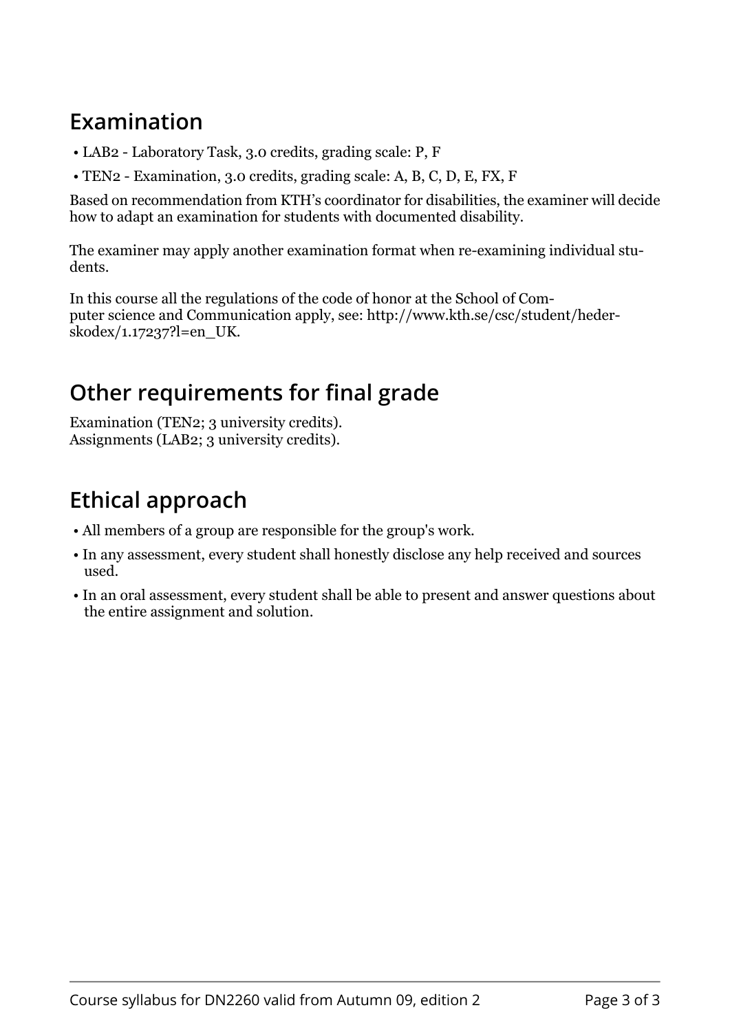## Examination

- LAB2 - Laboratory Task, 3.0 credits, grading scale: P, F
- TEN2 - Examination, 3.0 credits, grading scale: A, B, C, D, E, FX, F

Based on recommendation from KTH's coordinator for disabilities, the examiner will decide how to adapt an examination for students with documented disability.

The examiner may apply another examination format when re-examining individual students.

In this course all the regulations of the code of honor at the School of Computer science and Communication apply, see: http://www.kth.se/csc/student/hederskodex/1.17237?l=en_UK.

## Other requirements for final grade

Examination (TEN2; 3 university credits).
Assignments (LAB2; 3 university credits).

## Ethical approach

- All members of a group are responsible for the group's work.
- In any assessment, every student shall honestly disclose any help received and sources used.
- In an oral assessment, every student shall be able to present and answer questions about the entire assignment and solution.